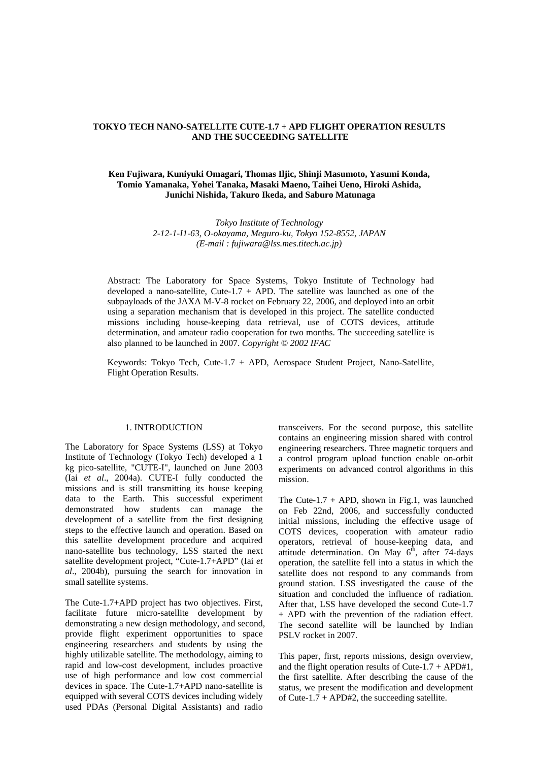# TOKYO TECH NANO-SATELLITE CUTE-1.7 + APD FLIGHT OPERATION RESULTS AND THE SUCCEEDING SATELLITE

**Ken Fujiwara, Kuniyuki Omagari, Thomas Iljic, Shinji Masumoto, Yasumi Konda, Tomio Yamanaka, Yohei Tanaka, Masaki Maeno, Taihei Ueno, Hiroki Ashida, Junichi Nishida, Takuro Ikeda, and Saburo Matunaga**

*Tokyo Institute of Technology*
*2-12-1-I1-63, O-okayama, Meguro-ku, Tokyo 152-8552, JAPAN*
*(E-mail : fujiwara@lss.mes.titech.ac.jp)*

Abstract: The Laboratory for Space Systems, Tokyo Institute of Technology had developed a nano-satellite, Cute-1.7 + APD. The satellite was launched as one of the subpayloads of the JAXA M-V-8 rocket on February 22, 2006, and deployed into an orbit using a separation mechanism that is developed in this project. The satellite conducted missions including house-keeping data retrieval, use of COTS devices, attitude determination, and amateur radio cooperation for two months. The succeeding satellite is also planned to be launched in 2007. *Copyright © 2002 IFAC*

Keywords: Tokyo Tech, Cute-1.7 + APD, Aerospace Student Project, Nano-Satellite, Flight Operation Results.

## 1. INTRODUCTION

The Laboratory for Space Systems (LSS) at Tokyo Institute of Technology (Tokyo Tech) developed a 1 kg pico-satellite, "CUTE-I", launched on June 2003 (Iai *et al*., 2004a). CUTE-I fully conducted the missions and is still transmitting its house keeping data to the Earth. This successful experiment demonstrated how students can manage the development of a satellite from the first designing steps to the effective launch and operation. Based on this satellite development procedure and acquired nano-satellite bus technology, LSS started the next satellite development project, "Cute-1.7+APD" (Iai *et al*., 2004b), pursuing the search for innovation in small satellite systems.

The Cute-1.7+APD project has two objectives. First, facilitate future micro-satellite development by demonstrating a new design methodology, and second, provide flight experiment opportunities to space engineering researchers and students by using the highly utilizable satellite. The methodology, aiming to rapid and low-cost development, includes proactive use of high performance and low cost commercial devices in space. The Cute-1.7+APD nano-satellite is equipped with several COTS devices including widely used PDAs (Personal Digital Assistants) and radio transceivers. For the second purpose, this satellite contains an engineering mission shared with control engineering researchers. Three magnetic torquers and a control program upload function enable on-orbit experiments on advanced control algorithms in this mission.

The Cute-1.7 + APD, shown in Fig.1, was launched on Feb 22nd, 2006, and successfully conducted initial missions, including the effective usage of COTS devices, cooperation with amateur radio operators, retrieval of house-keeping data, and attitude determination. On May 6$^{th}$, after 74-days operation, the satellite fell into a status in which the satellite does not respond to any commands from ground station. LSS investigated the cause of the situation and concluded the influence of radiation. After that, LSS have developed the second Cute-1.7 + APD with the prevention of the radiation effect. The second satellite will be launched by Indian PSLV rocket in 2007.

This paper, first, reports missions, design overview, and the flight operation results of Cute-1.7 + APD#1, the first satellite. After describing the cause of the status, we present the modification and development of Cute-1.7 + APD#2, the succeeding satellite.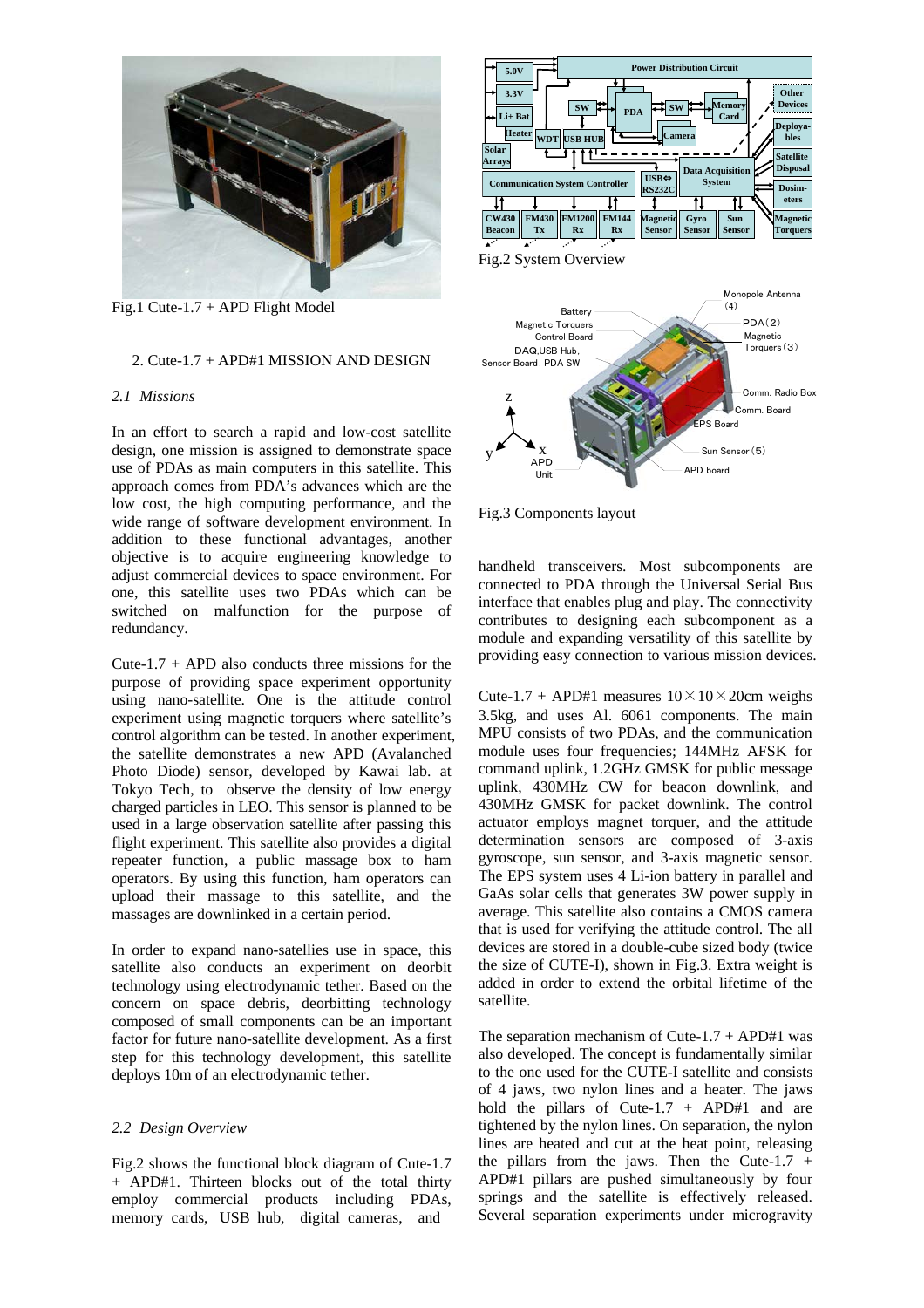Fig.1 Cute-1.7 + APD Flight Model

5.0V
3.3V
Li+ Bat
Heater
Solar Arrays
Power Distribution Circuit
SW
PDA
SW
Memory Card
Other Devices
Deploya-bles
Satellite Disposal
Dosim-eters
Magnetic Torquers
WDT
USB HUB
Camera
Data Acquisition System
USB⇔RS232C
Communication System Controller
CW430 Beacon
FM430 Tx
FM1200 Rx
FM144 Rx
Magnetic Sensor
Gyro Sensor
Sun Sensor

Fig.2 System Overview

Battery
Magnetic Torquers Control Board
DAQ,USB Hub, Sensor Board, PDA SW
Monopole Antenna (4)
PDA(2)
Magnetic Torquers(3)
Comm. Radio Box
Comm. Board
EPS Board
Sun Sensor(5)
APD board
APD Unit
z
y
x

Fig.3 Components layout

## 2. Cute-1.7 + APD#1 MISSION AND DESIGN

### *2.1 Missions*

In an effort to search a rapid and low-cost satellite design, one mission is assigned to demonstrate space use of PDAs as main computers in this satellite. This approach comes from PDA's advances which are the low cost, the high computing performance, and the wide range of software development environment. In addition to these functional advantages, another objective is to acquire engineering knowledge to adjust commercial devices to space environment. For one, this satellite uses two PDAs which can be switched on malfunction for the purpose of redundancy.

Cute-1.7 + APD also conducts three missions for the purpose of providing space experiment opportunity using nano-satellite. One is the attitude control experiment using magnetic torquers where satellite's control algorithm can be tested. In another experiment, the satellite demonstrates a new APD (Avalanched Photo Diode) sensor, developed by Kawai lab. at Tokyo Tech, to observe the density of low energy charged particles in LEO. This sensor is planned to be used in a large observation satellite after passing this flight experiment. This satellite also provides a digital repeater function, a public massage box to ham operators. By using this function, ham operators can upload their massage to this satellite, and the massages are downlinked in a certain period.

In order to expand nano-satellies use in space, this satellite also conducts an experiment on deorbit technology using electrodynamic tether. Based on the concern on space debris, deorbitting technology composed of small components can be an important factor for future nano-satellite development. As a first step for this technology development, this satellite deploys 10m of an electrodynamic tether.

### *2.2 Design Overview*

Fig.2 shows the functional block diagram of Cute-1.7 + APD#1. Thirteen blocks out of the total thirty employ commercial products including PDAs, memory cards, USB hub, digital cameras, and handheld transceivers. Most subcomponents are connected to PDA through the Universal Serial Bus interface that enables plug and play. The connectivity contributes to designing each subcomponent as a module and expanding versatility of this satellite by providing easy connection to various mission devices.

Cute-1.7 + APD#1 measures $10\times10\times20$cm weighs 3.5kg, and uses Al. 6061 components. The main MPU consists of two PDAs, and the communication module uses four frequencies; 144MHz AFSK for command uplink, 1.2GHz GMSK for public message uplink, 430MHz CW for beacon downlink, and 430MHz GMSK for packet downlink. The control actuator employs magnet torquer, and the attitude determination sensors are composed of 3-axis gyroscope, sun sensor, and 3-axis magnetic sensor. The EPS system uses 4 Li-ion battery in parallel and GaAs solar cells that generates 3W power supply in average. This satellite also contains a CMOS camera that is used for verifying the attitude control. The all devices are stored in a double-cube sized body (twice the size of CUTE-I), shown in Fig.3. Extra weight is added in order to extend the orbital lifetime of the satellite.

The separation mechanism of Cute-1.7 + APD#1 was also developed. The concept is fundamentally similar to the one used for the CUTE-I satellite and consists of 4 jaws, two nylon lines and a heater. The jaws hold the pillars of Cute-1.7 + APD#1 and are tightened by the nylon lines. On separation, the nylon lines are heated and cut at the heat point, releasing the pillars from the jaws. Then the Cute-1.7 + APD#1 pillars are pushed simultaneously by four springs and the satellite is effectively released. Several separation experiments under microgravity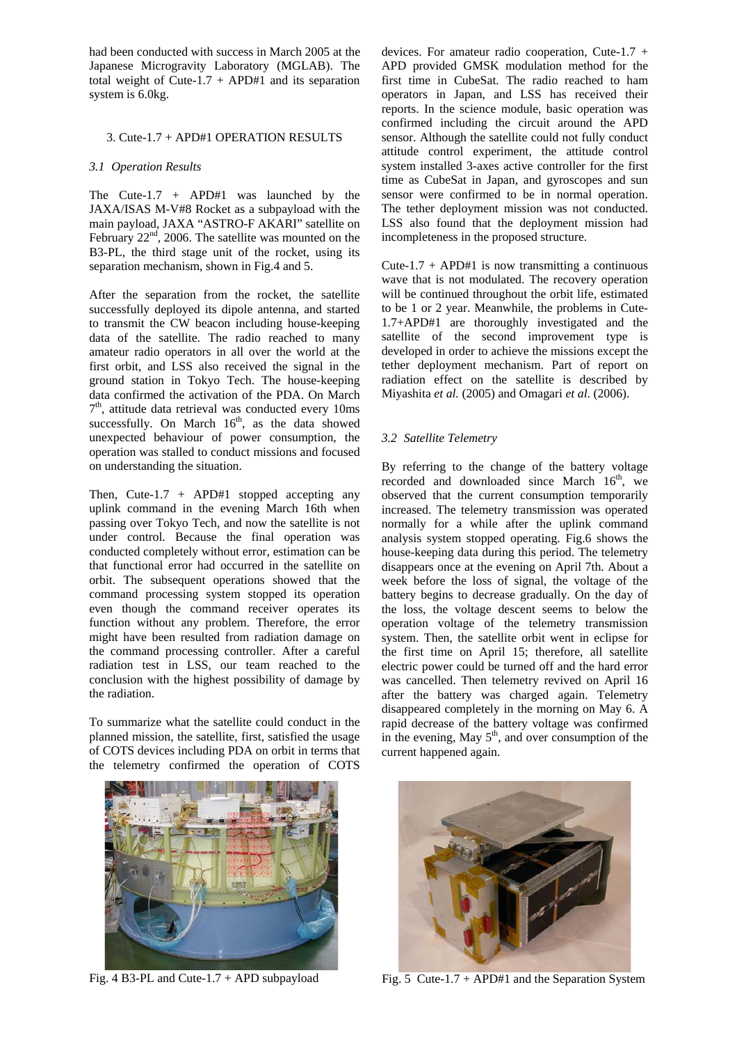had been conducted with success in March 2005 at the Japanese Microgravity Laboratory (MGLAB). The total weight of Cute-1.7 + APD#1 and its separation system is 6.0kg.

## 3. Cute-1.7 + APD#1 OPERATION RESULTS

### *3.1 Operation Results*

The Cute-1.7 + APD#1 was launched by the JAXA/ISAS M-V#8 Rocket as a subpayload with the main payload, JAXA "ASTRO-F AKARI" satellite on February 22nd, 2006. The satellite was mounted on the B3-PL, the third stage unit of the rocket, using its separation mechanism, shown in Fig.4 and 5.

After the separation from the rocket, the satellite successfully deployed its dipole antenna, and started to transmit the CW beacon including house-keeping data of the satellite. The radio reached to many amateur radio operators in all over the world at the first orbit, and LSS also received the signal in the ground station in Tokyo Tech. The house-keeping data confirmed the activation of the PDA. On March 7th, attitude data retrieval was conducted every 10ms successfully. On March 16th, as the data showed unexpected behaviour of power consumption, the operation was stalled to conduct missions and focused on understanding the situation.

Then, Cute-1.7 + APD#1 stopped accepting any uplink command in the evening March 16th when passing over Tokyo Tech, and now the satellite is not under control. Because the final operation was conducted completely without error, estimation can be that functional error had occurred in the satellite on orbit. The subsequent operations showed that the command processing system stopped its operation even though the command receiver operates its function without any problem. Therefore, the error might have been resulted from radiation damage on the command processing controller. After a careful radiation test in LSS, our team reached to the conclusion with the highest possibility of damage by the radiation.

To summarize what the satellite could conduct in the planned mission, the satellite, first, satisfied the usage of COTS devices including PDA on orbit in terms that the telemetry confirmed the operation of COTS devices. For amateur radio cooperation, Cute-1.7 + APD provided GMSK modulation method for the first time in CubeSat. The radio reached to ham operators in Japan, and LSS has received their reports. In the science module, basic operation was confirmed including the circuit around the APD sensor. Although the satellite could not fully conduct attitude control experiment, the attitude control system installed 3-axes active controller for the first time as CubeSat in Japan, and gyroscopes and sun sensor were confirmed to be in normal operation. The tether deployment mission was not conducted. LSS also found that the deployment mission had incompleteness in the proposed structure.

Cute-1.7 + APD#1 is now transmitting a continuous wave that is not modulated. The recovery operation will be continued throughout the orbit life, estimated to be 1 or 2 year. Meanwhile, the problems in Cute-1.7+APD#1 are thoroughly investigated and the satellite of the second improvement type is developed in order to achieve the missions except the tether deployment mechanism. Part of report on radiation effect on the satellite is described by Miyashita *et al.* (2005) and Omagari *et al.* (2006).

### *3.2 Satellite Telemetry*

By referring to the change of the battery voltage recorded and downloaded since March 16th, we observed that the current consumption temporarily increased. The telemetry transmission was operated normally for a while after the uplink command analysis system stopped operating. Fig.6 shows the house-keeping data during this period. The telemetry disappears once at the evening on April 7th. About a week before the loss of signal, the voltage of the battery begins to decrease gradually. On the day of the loss, the voltage descent seems to below the operation voltage of the telemetry transmission system. Then, the satellite orbit went in eclipse for the first time on April 15; therefore, all satellite electric power could be turned off and the hard error was cancelled. Then telemetry revived on April 16 after the battery was charged again. Telemetry disappeared completely in the morning on May 6. A rapid decrease of the battery voltage was confirmed in the evening, May 5th, and over consumption of the current happened again.

Fig. 4 B3-PL and Cute-1.7 + APD subpayload

Fig. 5 Cute-1.7 + APD#1 and the Separation System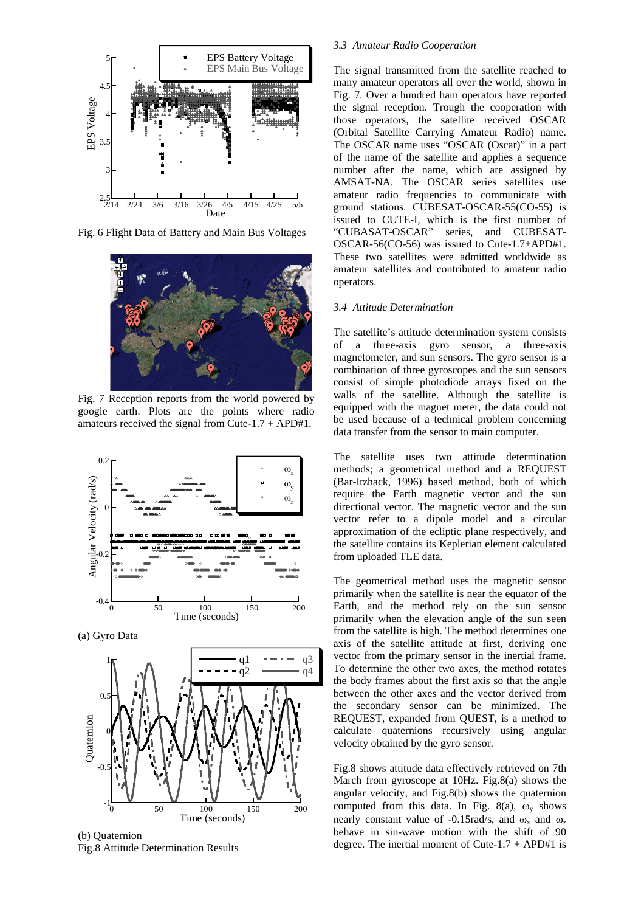Fig. 6 Flight Data of Battery and Main Bus Voltages

Fig. 7 Reception reports from the world powered by google earth. Plots are the points where radio amateurs received the signal from Cute-1.7 + APD#1.

(a) Gyro Data

(b) Quaternion

Fig.8 Attitude Determination Results

### *3.3 Amateur Radio Cooperation*

The signal transmitted from the satellite reached to many amateur operators all over the world, shown in Fig. 7. Over a hundred ham operators have reported the signal reception. Trough the cooperation with those operators, the satellite received OSCAR (Orbital Satellite Carrying Amateur Radio) name. The OSCAR name uses "OSCAR (Oscar)" in a part of the name of the satellite and applies a sequence number after the name, which are assigned by AMSAT-NA. The OSCAR series satellites use amateur radio frequencies to communicate with ground stations. CUBESAT-OSCAR-55(CO-55) is issued to CUTE-I, which is the first number of "CUBASAT-OSCAR" series, and CUBESAT-OSCAR-56(CO-56) was issued to Cute-1.7+APD#1. These two satellites were admitted worldwide as amateur satellites and contributed to amateur radio operators.

### *3.4 Attitude Determination*

The satellite's attitude determination system consists of a three-axis gyro sensor, a three-axis magnetometer, and sun sensors. The gyro sensor is a combination of three gyroscopes and the sun sensors consist of simple photodiode arrays fixed on the walls of the satellite. Although the satellite is equipped with the magnet meter, the data could not be used because of a technical problem concerning data transfer from the sensor to main computer.

The satellite uses two attitude determination methods; a geometrical method and a REQUEST (Bar-Itzhack, 1996) based method, both of which require the Earth magnetic vector and the sun directional vector. The magnetic vector and the sun vector refer to a dipole model and a circular approximation of the ecliptic plane respectively, and the satellite contains its Keplerian element calculated from uploaded TLE data.

The geometrical method uses the magnetic sensor primarily when the satellite is near the equator of the Earth, and the method rely on the sun sensor primarily when the elevation angle of the sun seen from the satellite is high. The method determines one axis of the satellite attitude at first, deriving one vector from the primary sensor in the inertial frame. To determine the other two axes, the method rotates the body frames about the first axis so that the angle between the other axes and the vector derived from the secondary sensor can be minimized. The REQUEST, expanded from QUEST, is a method to calculate quaternions recursively using angular velocity obtained by the gyro sensor.

Fig.8 shows attitude data effectively retrieved on 7th March from gyroscope at 10Hz. Fig.8(a) shows the angular velocity, and Fig.8(b) shows the quaternion computed from this data. In Fig. 8(a), $\omega_y$ shows nearly constant value of -0.15rad/s, and $\omega_x$ and $\omega_z$ behave in sin-wave motion with the shift of 90 degree. The inertial moment of Cute-1.7 + APD#1 is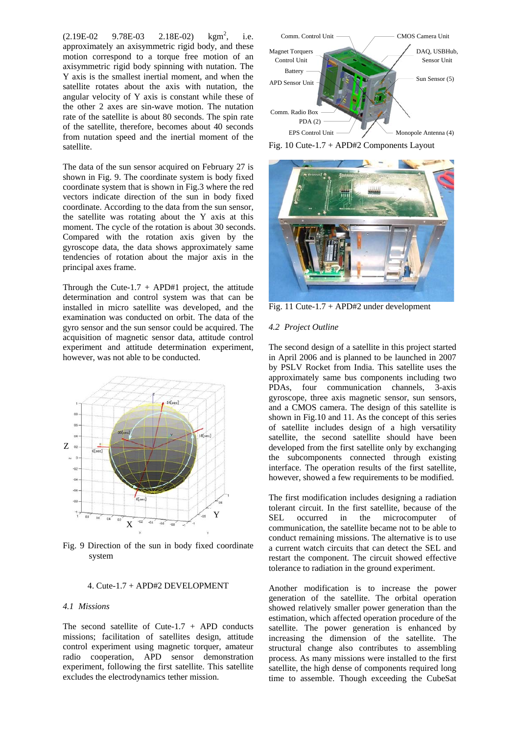(2.19E-02 9.78E-03 2.18E-02) kgm$^2$, i.e. approximately an axisymmetric rigid body, and these motion correspond to a torque free motion of an axisymmetric rigid body spinning with nutation. The Y axis is the smallest inertial moment, and when the satellite rotates about the axis with nutation, the angular velocity of Y axis is constant while these of the other 2 axes are sin-wave motion. The nutation rate of the satellite is about 80 seconds. The spin rate of the satellite, therefore, becomes about 40 seconds from nutation speed and the inertial moment of the satellite.

The data of the sun sensor acquired on February 27 is shown in Fig. 9. The coordinate system is body fixed coordinate system that is shown in Fig.3 where the red vectors indicate direction of the sun in body fixed coordinate. According to the data from the sun sensor, the satellite was rotating about the Y axis at this moment. The cycle of the rotation is about 30 seconds. Compared with the rotation axis given by the gyroscope data, the data shows approximately same tendencies of rotation about the major axis in the principal axes frame.

Through the Cute-1.7 + APD#1 project, the attitude determination and control system was that can be installed in micro satellite was developed, and the examination was conducted on orbit. The data of the gyro sensor and the sun sensor could be acquired. The acquisition of magnetic sensor data, attitude control experiment and attitude determination experiment, however, was not able to be conducted.

Fig. 9 Direction of the sun in body fixed coordinate system

## 4. Cute-1.7 + APD#2 DEVELOPMENT

### *4.1 Missions*

The second satellite of Cute-1.7 + APD conducts missions; facilitation of satellites design, attitude control experiment using magnetic torquer, amateur radio cooperation, APD sensor demonstration experiment, following the first satellite. This satellite excludes the electrodynamics tether mission.

Fig. 10 Cute-1.7 + APD#2 Components Layout

Fig. 11 Cute-1.7 + APD#2 under development

### *4.2 Project Outline*

The second design of a satellite in this project started in April 2006 and is planned to be launched in 2007 by PSLV Rocket from India. This satellite uses the approximately same bus components including two PDAs, four communication channels, 3-axis gyroscope, three axis magnetic sensor, sun sensors, and a CMOS camera. The design of this satellite is shown in Fig.10 and 11. As the concept of this series of satellite includes design of a high versatility satellite, the second satellite should have been developed from the first satellite only by exchanging the subcomponents connected through existing interface. The operation results of the first satellite, however, showed a few requirements to be modified.

The first modification includes designing a radiation tolerant circuit. In the first satellite, because of the SEL occurred in the microcomputer of communication, the satellite became not to be able to conduct remaining missions. The alternative is to use a current watch circuits that can detect the SEL and restart the component. The circuit showed effective tolerance to radiation in the ground experiment.

Another modification is to increase the power generation of the satellite. The orbital operation showed relatively smaller power generation than the estimation, which affected operation procedure of the satellite. The power generation is enhanced by increasing the dimension of the satellite. The structural change also contributes to assembling process. As many missions were installed to the first satellite, the high dense of components required long time to assemble. Though exceeding the CubeSat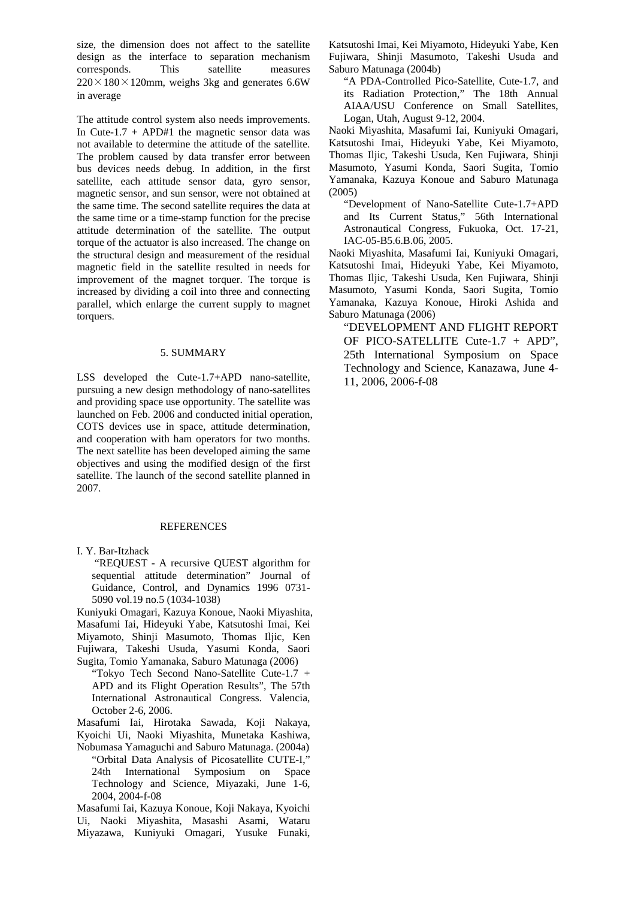size, the dimension does not affect to the satellite design as the interface to separation mechanism corresponds. This satellite measures 220×180×120mm, weighs 3kg and generates 6.6W in average

The attitude control system also needs improvements. In Cute-1.7 + APD#1 the magnetic sensor data was not available to determine the attitude of the satellite. The problem caused by data transfer error between bus devices needs debug. In addition, in the first satellite, each attitude sensor data, gyro sensor, magnetic sensor, and sun sensor, were not obtained at the same time. The second satellite requires the data at the same time or a time-stamp function for the precise attitude determination of the satellite. The output torque of the actuator is also increased. The change on the structural design and measurement of the residual magnetic field in the satellite resulted in needs for improvement of the magnet torquer. The torque is increased by dividing a coil into three and connecting parallel, which enlarge the current supply to magnet torquers.

## 5. SUMMARY

LSS developed the Cute-1.7+APD nano-satellite, pursuing a new design methodology of nano-satellites and providing space use opportunity. The satellite was launched on Feb. 2006 and conducted initial operation, COTS devices use in space, attitude determination, and cooperation with ham operators for two months. The next satellite has been developed aiming the same objectives and using the modified design of the first satellite. The launch of the second satellite planned in 2007.

## REFERENCES

I. Y. Bar-Itzhack

"REQUEST - A recursive QUEST algorithm for sequential attitude determination" Journal of Guidance, Control, and Dynamics 1996 0731-5090 vol.19 no.5 (1034-1038)

Kuniyuki Omagari, Kazuya Konoue, Naoki Miyashita, Masafumi Iai, Hideyuki Yabe, Katsutoshi Imai, Kei Miyamoto, Shinji Masumoto, Thomas Iljic, Ken Fujiwara, Takeshi Usuda, Yasumi Konda, Saori Sugita, Tomio Yamanaka, Saburo Matunaga (2006)

"Tokyo Tech Second Nano-Satellite Cute-1.7 + APD and its Flight Operation Results", The 57th International Astronautical Congress. Valencia, October 2-6, 2006.

Masafumi Iai, Hirotaka Sawada, Koji Nakaya, Kyoichi Ui, Naoki Miyashita, Munetaka Kashiwa, Nobumasa Yamaguchi and Saburo Matunaga. (2004a)

"Orbital Data Analysis of Picosatellite CUTE-I," 24th International Symposium on Space Technology and Science, Miyazaki, June 1-6, 2004, 2004-f-08

Masafumi Iai, Kazuya Konoue, Koji Nakaya, Kyoichi Ui, Naoki Miyashita, Masashi Asami, Wataru Miyazawa, Kuniyuki Omagari, Yusuke Funaki, Katsutoshi Imai, Kei Miyamoto, Hideyuki Yabe, Ken Fujiwara, Shinji Masumoto, Takeshi Usuda and Saburo Matunaga (2004b)

"A PDA-Controlled Pico-Satellite, Cute-1.7, and its Radiation Protection," The 18th Annual AIAA/USU Conference on Small Satellites, Logan, Utah, August 9-12, 2004.

Naoki Miyashita, Masafumi Iai, Kuniyuki Omagari, Katsutoshi Imai, Hideyuki Yabe, Kei Miyamoto, Thomas Iljic, Takeshi Usuda, Ken Fujiwara, Shinji Masumoto, Yasumi Konda, Saori Sugita, Tomio Yamanaka, Kazuya Konoue and Saburo Matunaga (2005)

"Development of Nano-Satellite Cute-1.7+APD and Its Current Status," 56th International Astronautical Congress, Fukuoka, Oct. 17-21, IAC-05-B5.6.B.06, 2005.

Naoki Miyashita, Masafumi Iai, Kuniyuki Omagari, Katsutoshi Imai, Hideyuki Yabe, Kei Miyamoto, Thomas Iljic, Takeshi Usuda, Ken Fujiwara, Shinji Masumoto, Yasumi Konda, Saori Sugita, Tomio Yamanaka, Kazuya Konoue, Hiroki Ashida and Saburo Matunaga (2006)

"DEVELOPMENT AND FLIGHT REPORT OF PICO-SATELLITE Cute-1.7 + APD", 25th International Symposium on Space Technology and Science, Kanazawa, June 4-11, 2006, 2006-f-08